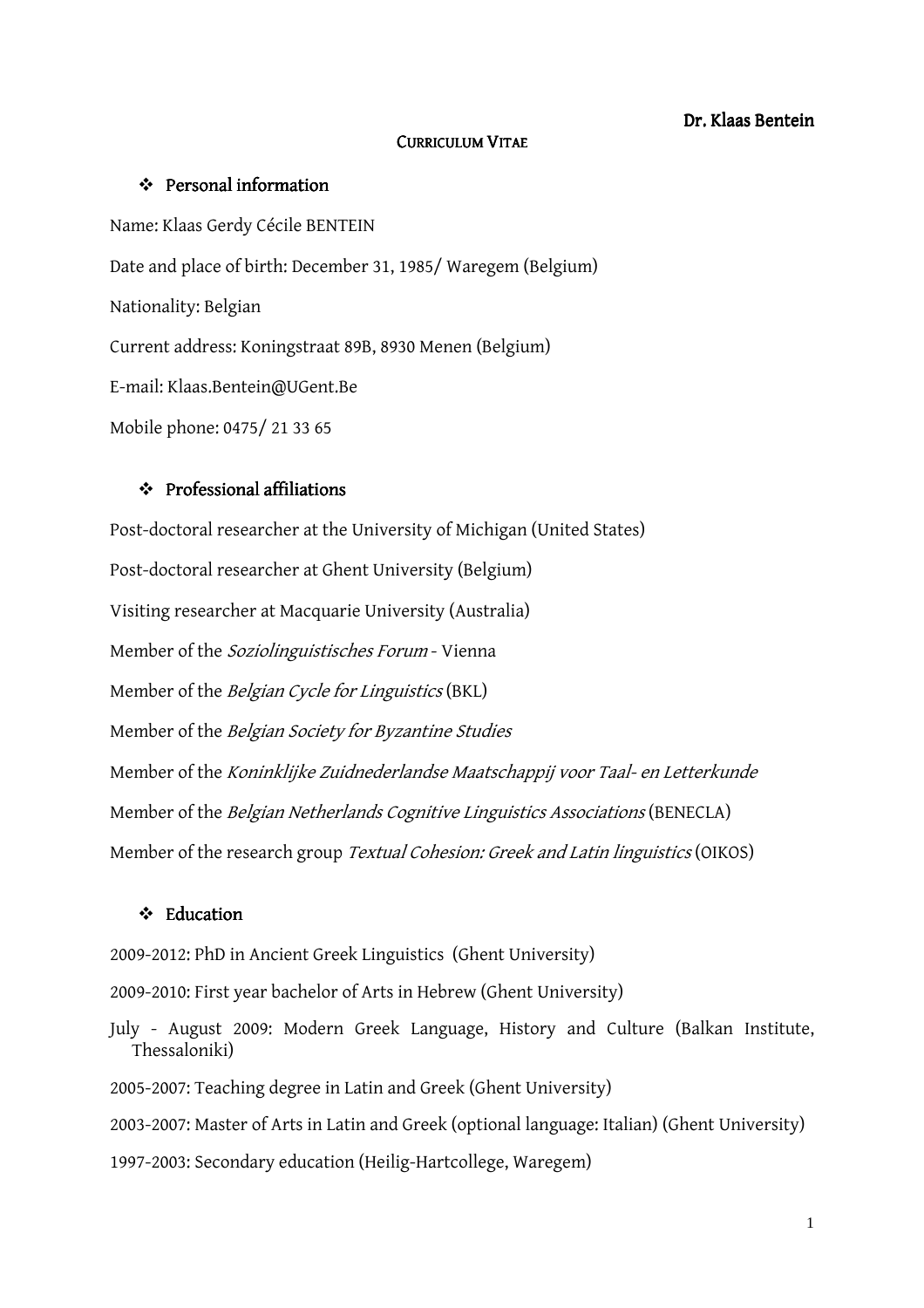**Dr. Klaas Bentein**

# CURRICULUM VITAE

## ❖ Personal information

Name: Klaas Gerdy Cécile BENTEIN

Date and place of birth: December 31, 1985/ Waregem (Belgium)

Nationality: Belgian

Current address: Koningstraat 89B, 8930 Menen (Belgium)

E-mail: Klaas.Bentein@UGent.Be

Mobile phone: 0475/ 21 33 65

## ❖ Professional affiliations

Post-doctoral researcher at the University of Michigan (United States)

Post-doctoral researcher at Ghent University (Belgium)

Visiting researcher at Macquarie University (Australia)

Member of the *Soziolinguistisches Forum* - Vienna

Member of the *Belgian Cycle for Linguistics* (BKL)

Member of the *Belgian Society for Byzantine Studies*

Member of the *Koninklijke Zuidnederlandse Maatschappij voor Taal- en Letterkunde*

Member of the *Belgian Netherlands Cognitive Linguistics Associations* (BENECLA)

Member of the research group *Textual Cohesion: Greek and Latin linguistics* (OIKOS)

## ❖ Education

2009-2012: PhD in Ancient Greek Linguistics (Ghent University)

2009-2010: First year bachelor of Arts in Hebrew (Ghent University)

July - August 2009: Modern Greek Language, History and Culture (Balkan Institute, Thessaloniki)

2005-2007: Teaching degree in Latin and Greek (Ghent University)

2003-2007: Master of Arts in Latin and Greek (optional language: Italian) (Ghent University)

1997-2003: Secondary education (Heilig-Hartcollege, Waregem)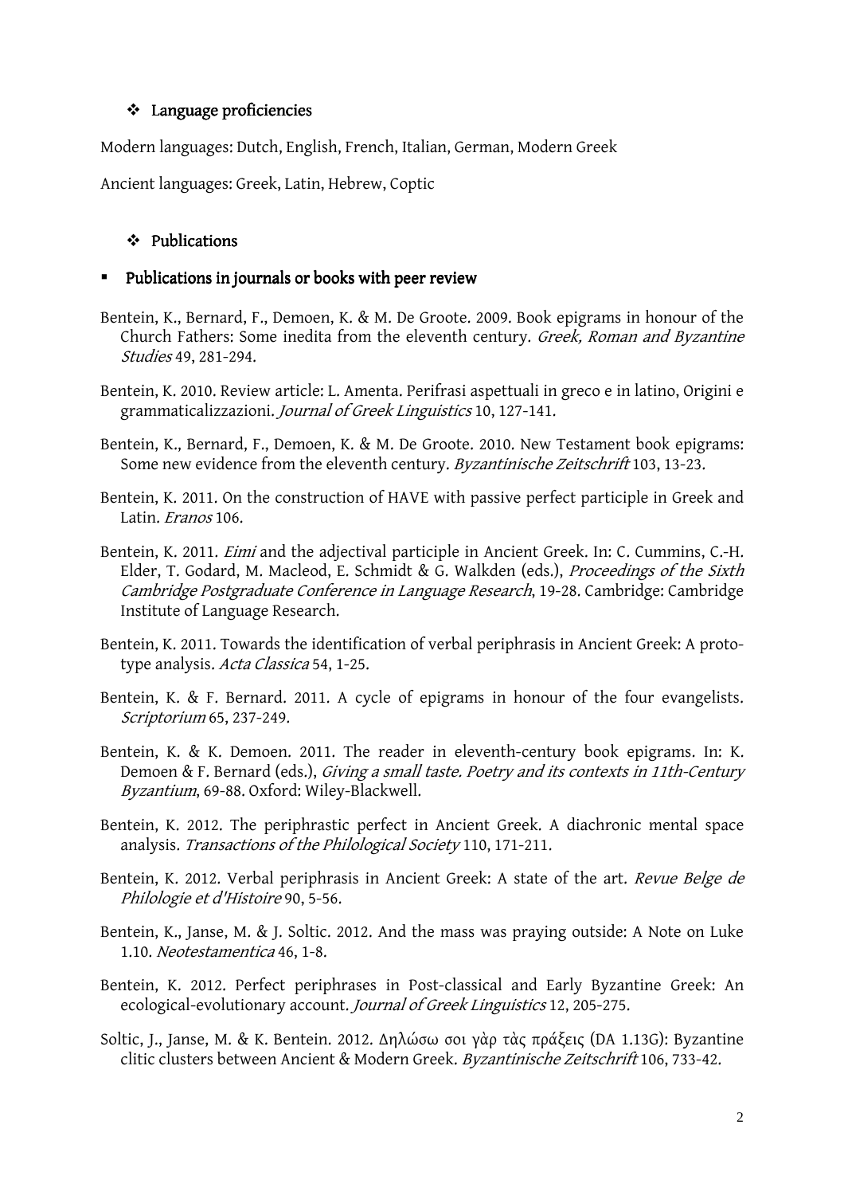## Language proficiencies

Modern languages: Dutch, English, French, Italian, German, Modern Greek

Ancient languages: Greek, Latin, Hebrew, Coptic

## Publications

### Publications in journals or books with peer review

Bentein, K., Bernard, F., Demoen, K. & M. De Groote. 2009. Book epigrams in honour of the Church Fathers: Some inedita from the eleventh century. *Greek, Roman and Byzantine Studies* 49, 281-294.

Bentein, K. 2010. Review article: L. Amenta. Perifrasi aspettuali in greco e in latino, Origini e grammaticalizzazioni. *Journal of Greek Linguistics* 10, 127-141.

Bentein, K., Bernard, F., Demoen, K. & M. De Groote. 2010. New Testament book epigrams: Some new evidence from the eleventh century. *Byzantinische Zeitschrift* 103, 13-23.

Bentein, K. 2011. On the construction of HAVE with passive perfect participle in Greek and Latin. *Eranos* 106.

Bentein, K. 2011. *Eimi* and the adjectival participle in Ancient Greek. In: C. Cummins, C.-H. Elder, T. Godard, M. Macleod, E. Schmidt & G. Walkden (eds.), *Proceedings of the Sixth Cambridge Postgraduate Conference in Language Research*, 19-28. Cambridge: Cambridge Institute of Language Research.

Bentein, K. 2011. Towards the identification of verbal periphrasis in Ancient Greek: A prototype analysis. *Acta Classica* 54, 1-25.

Bentein, K. & F. Bernard. 2011. A cycle of epigrams in honour of the four evangelists. *Scriptorium* 65, 237-249.

Bentein, K. & K. Demoen. 2011. The reader in eleventh-century book epigrams. In: K. Demoen & F. Bernard (eds.), *Giving a small taste. Poetry and its contexts in 11th-Century Byzantium*, 69-88. Oxford: Wiley-Blackwell.

Bentein, K. 2012. The periphrastic perfect in Ancient Greek. A diachronic mental space analysis. *Transactions of the Philological Society* 110, 171-211.

Bentein, K. 2012. Verbal periphrasis in Ancient Greek: A state of the art. *Revue Belge de Philologie et d'Histoire* 90, 5-56.

Bentein, K., Janse, M. & J. Soltic. 2012. And the mass was praying outside: A Note on Luke 1.10. *Neotestamentica* 46, 1-8.

Bentein, K. 2012. Perfect periphrases in Post-classical and Early Byzantine Greek: An ecological-evolutionary account. *Journal of Greek Linguistics* 12, 205-275.

Soltic, J., Janse, M. & K. Bentein. 2012. Δηλώσω σοι γὰρ τὰς πράξεις (DA 1.13G): Byzantine clitic clusters between Ancient & Modern Greek. *Byzantinische Zeitschrift* 106, 733-42.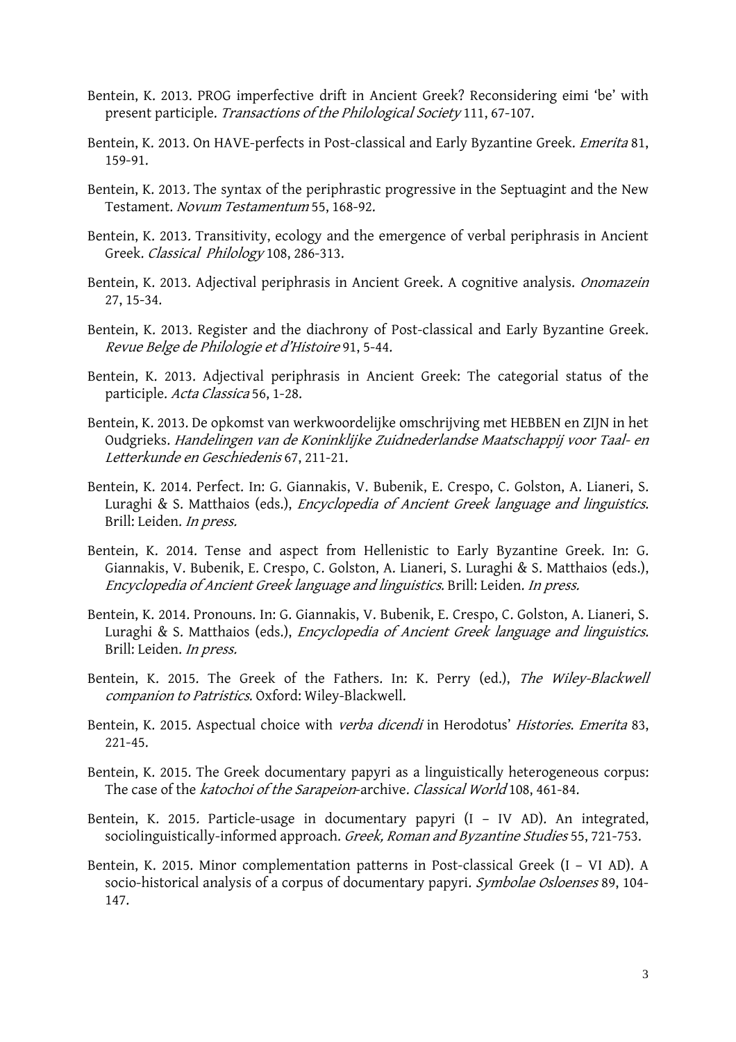Bentein, K. 2013. PROG imperfective drift in Ancient Greek? Reconsidering eimi 'be' with present participle. *Transactions of the Philological Society* 111, 67-107.

Bentein, K. 2013. On HAVE-perfects in Post-classical and Early Byzantine Greek. *Emerita* 81, 159-91.

Bentein, K. 2013. The syntax of the periphrastic progressive in the Septuagint and the New Testament. *Novum Testamentum* 55, 168-92.

Bentein, K. 2013. Transitivity, ecology and the emergence of verbal periphrasis in Ancient Greek. *Classical Philology* 108, 286-313.

Bentein, K. 2013. Adjectival periphrasis in Ancient Greek. A cognitive analysis. *Onomazein* 27, 15-34.

Bentein, K. 2013. Register and the diachrony of Post-classical and Early Byzantine Greek. *Revue Belge de Philologie et d'Histoire* 91, 5-44.

Bentein, K. 2013. Adjectival periphrasis in Ancient Greek: The categorial status of the participle. *Acta Classica* 56, 1-28.

Bentein, K. 2013. De opkomst van werkwoordelijke omschrijving met HEBBEN en ZIJN in het Oudgrieks. *Handelingen van de Koninklijke Zuidnederlandse Maatschappij voor Taal- en Letterkunde en Geschiedenis* 67, 211-21.

Bentein, K. 2014. Perfect. In: G. Giannakis, V. Bubenik, E. Crespo, C. Golston, A. Lianeri, S. Luraghi & S. Matthaios (eds.), *Encyclopedia of Ancient Greek language and linguistics*. Brill: Leiden. *In press.*

Bentein, K. 2014. Tense and aspect from Hellenistic to Early Byzantine Greek. In: G. Giannakis, V. Bubenik, E. Crespo, C. Golston, A. Lianeri, S. Luraghi & S. Matthaios (eds.), *Encyclopedia of Ancient Greek language and linguistics*. Brill: Leiden. *In press.*

Bentein, K. 2014. Pronouns. In: G. Giannakis, V. Bubenik, E. Crespo, C. Golston, A. Lianeri, S. Luraghi & S. Matthaios (eds.), *Encyclopedia of Ancient Greek language and linguistics*. Brill: Leiden. *In press.*

Bentein, K. 2015. The Greek of the Fathers. In: K. Perry (ed.), *The Wiley-Blackwell companion to Patristics*. Oxford: Wiley-Blackwell.

Bentein, K. 2015. Aspectual choice with *verba dicendi* in Herodotus' *Histories*. *Emerita* 83, 221-45.

Bentein, K. 2015. The Greek documentary papyri as a linguistically heterogeneous corpus: The case of the *katochoi of the Sarapeion*-archive. *Classical World* 108, 461-84.

Bentein, K. 2015. Particle-usage in documentary papyri (I – IV AD). An integrated, sociolinguistically-informed approach. *Greek, Roman and Byzantine Studies* 55, 721-753.

Bentein, K. 2015. Minor complementation patterns in Post-classical Greek (I – VI AD). A socio-historical analysis of a corpus of documentary papyri. *Symbolae Osloenses* 89, 104-147.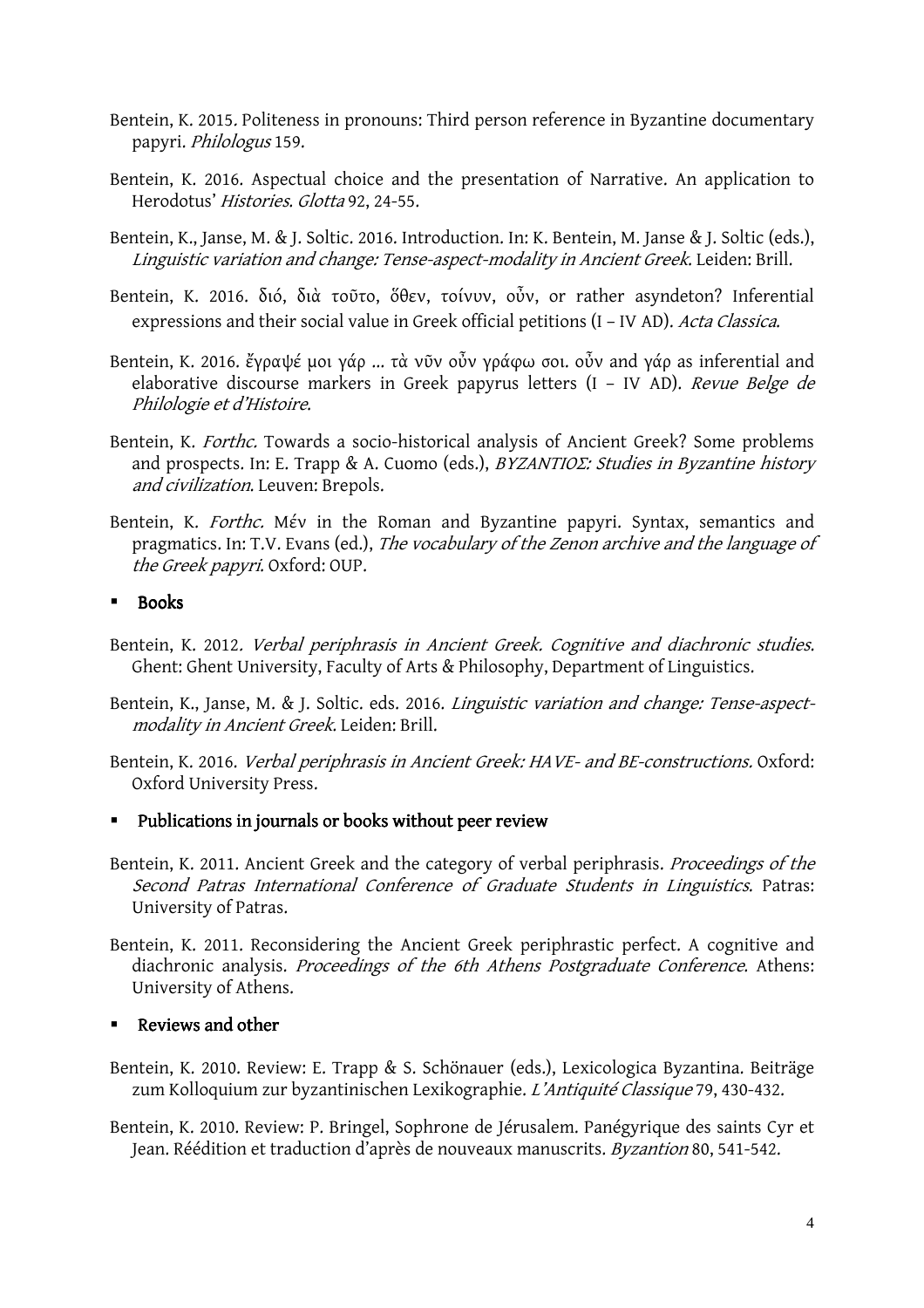Bentein, K. 2015. Politeness in pronouns: Third person reference in Byzantine documentary papyri. *Philologus* 159.

Bentein, K. 2016. Aspectual choice and the presentation of Narrative. An application to Herodotus' *Histories*. *Glotta* 92, 24-55.

Bentein, K., Janse, M. & J. Soltic. 2016. Introduction. In: K. Bentein, M. Janse & J. Soltic (eds.), *Linguistic variation and change: Tense-aspect-modality in Ancient Greek*. Leiden: Brill.

Bentein, K. 2016. διό, διὰ τοῦτο, ὅθεν, τοίνυν, οὖν, or rather asyndeton? Inferential expressions and their social value in Greek official petitions (I – IV AD). *Acta Classica*.

Bentein, K. 2016. ἔγραψέ μοι γάρ … τὰ νῦν οὖν γράφω σοι. οὖν and γάρ as inferential and elaborative discourse markers in Greek papyrus letters (I – IV AD). *Revue Belge de Philologie et d'Histoire*.

Bentein, K. *Forthc.* Towards a socio-historical analysis of Ancient Greek? Some problems and prospects. In: E. Trapp & A. Cuomo (eds.), *ΒΥΖΑΝΤΙΟΣ: Studies in Byzantine history and civilization*. Leuven: Brepols.

Bentein, K. *Forthc.* Μέν in the Roman and Byzantine papyri. Syntax, semantics and pragmatics. In: T.V. Evans (ed.), *The vocabulary of the Zenon archive and the language of the Greek papyri*. Oxford: OUP.

- **Books**

Bentein, K. 2012. *Verbal periphrasis in Ancient Greek. Cognitive and diachronic studies*. Ghent: Ghent University, Faculty of Arts & Philosophy, Department of Linguistics.

Bentein, K., Janse, M. & J. Soltic. eds. 2016. *Linguistic variation and change: Tense-aspect-modality in Ancient Greek*. Leiden: Brill.

Bentein, K. 2016. *Verbal periphrasis in Ancient Greek: HAVE- and BE-constructions.* Oxford: Oxford University Press.

- **Publications in journals or books without peer review**

Bentein, K. 2011. Ancient Greek and the category of verbal periphrasis. *Proceedings of the Second Patras International Conference of Graduate Students in Linguistics*. Patras: University of Patras.

Bentein, K. 2011. Reconsidering the Ancient Greek periphrastic perfect. A cognitive and diachronic analysis. *Proceedings of the 6th Athens Postgraduate Conference*. Athens: University of Athens.

- **Reviews and other**

Bentein, K. 2010. Review: E. Trapp & S. Schönauer (eds.), Lexicologica Byzantina. Beiträge zum Kolloquium zur byzantinischen Lexikographie. *L'Antiquité Classique* 79, 430-432.

Bentein, K. 2010. Review: P. Bringel, Sophrone de Jérusalem. Panégyrique des saints Cyr et Jean. Réédition et traduction d'après de nouveaux manuscrits. *Byzantion* 80, 541-542.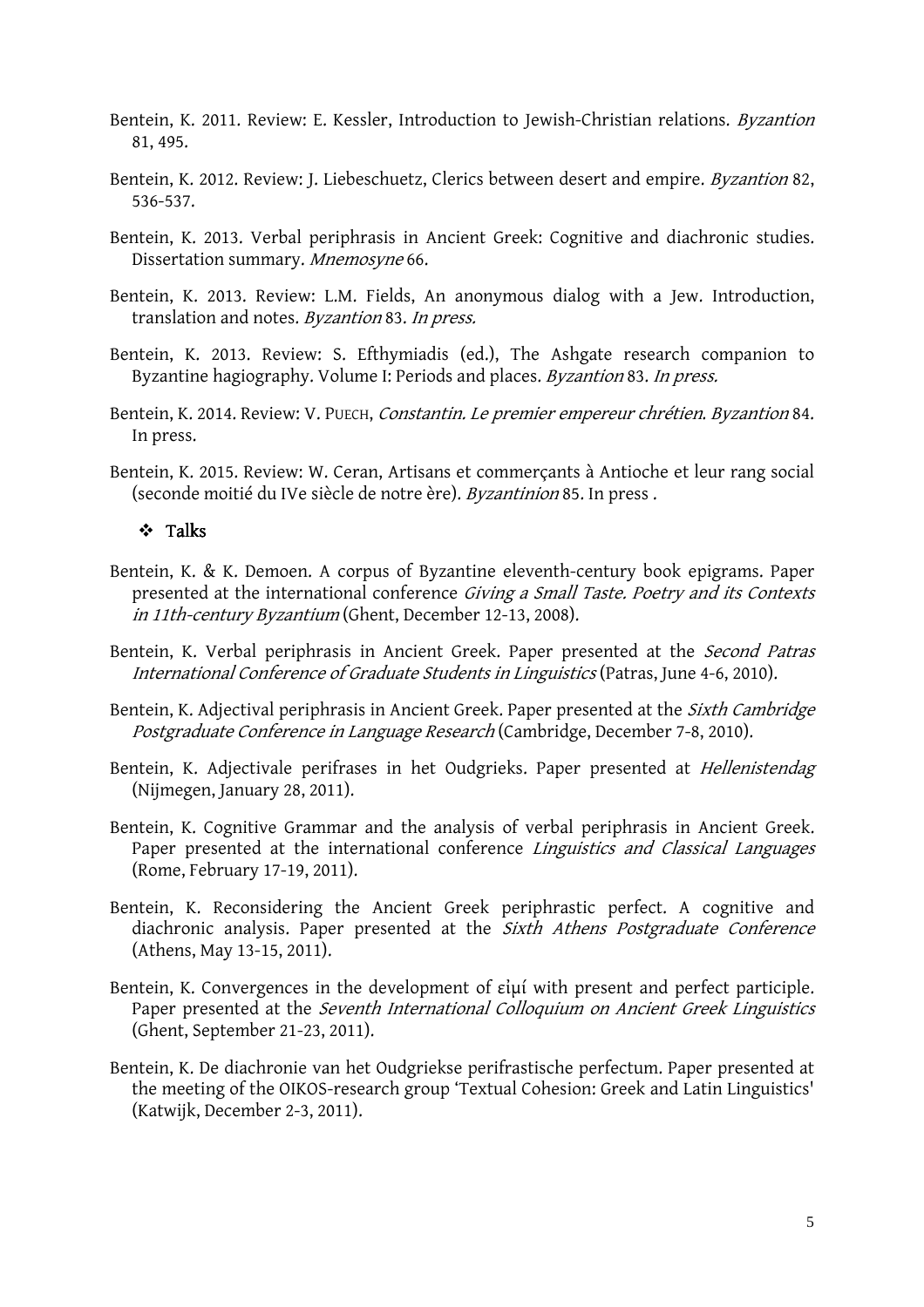Bentein, K. 2011. Review: E. Kessler, Introduction to Jewish-Christian relations. *Byzantion* 81, 495.

Bentein, K. 2012. Review: J. Liebeschuetz, Clerics between desert and empire. *Byzantion* 82, 536-537.

Bentein, K. 2013. Verbal periphrasis in Ancient Greek: Cognitive and diachronic studies. Dissertation summary. *Mnemosyne* 66.

Bentein, K. 2013. Review: L.M. Fields, An anonymous dialog with a Jew. Introduction, translation and notes. *Byzantion* 83. *In press.*

Bentein, K. 2013. Review: S. Efthymiadis (ed.), The Ashgate research companion to Byzantine hagiography. Volume I: Periods and places. *Byzantion* 83. *In press.*

Bentein, K. 2014. Review: V. PUECH, *Constantin. Le premier empereur chrétien*. *Byzantion* 84. In press.

Bentein, K. 2015. Review: W. Ceran, Artisans et commerçants à Antioche et leur rang social (seconde moitié du IVe siècle de notre ère). *Byzantinion* 85. In press .

## ❖ Talks

Bentein, K. & K. Demoen. A corpus of Byzantine eleventh-century book epigrams. Paper presented at the international conference *Giving a Small Taste. Poetry and its Contexts in 11th-century Byzantium* (Ghent, December 12-13, 2008).

Bentein, K. Verbal periphrasis in Ancient Greek. Paper presented at the *Second Patras International Conference of Graduate Students in Linguistics* (Patras, June 4-6, 2010).

Bentein, K. Adjectival periphrasis in Ancient Greek. Paper presented at the *Sixth Cambridge Postgraduate Conference in Language Research* (Cambridge, December 7-8, 2010).

Bentein, K. Adjectivale perifrases in het Oudgrieks. Paper presented at *Hellenistendag* (Nijmegen, January 28, 2011).

Bentein, K. Cognitive Grammar and the analysis of verbal periphrasis in Ancient Greek. Paper presented at the international conference *Linguistics and Classical Languages* (Rome, February 17-19, 2011).

Bentein, K. Reconsidering the Ancient Greek periphrastic perfect. A cognitive and diachronic analysis. Paper presented at the *Sixth Athens Postgraduate Conference* (Athens, May 13-15, 2011).

Bentein, K. Convergences in the development of εἰμί with present and perfect participle. Paper presented at the *Seventh International Colloquium on Ancient Greek Linguistics* (Ghent, September 21-23, 2011).

Bentein, K. De diachronie van het Oudgriekse perifrastische perfectum. Paper presented at the meeting of the OIKOS-research group 'Textual Cohesion: Greek and Latin Linguistics' (Katwijk, December 2-3, 2011).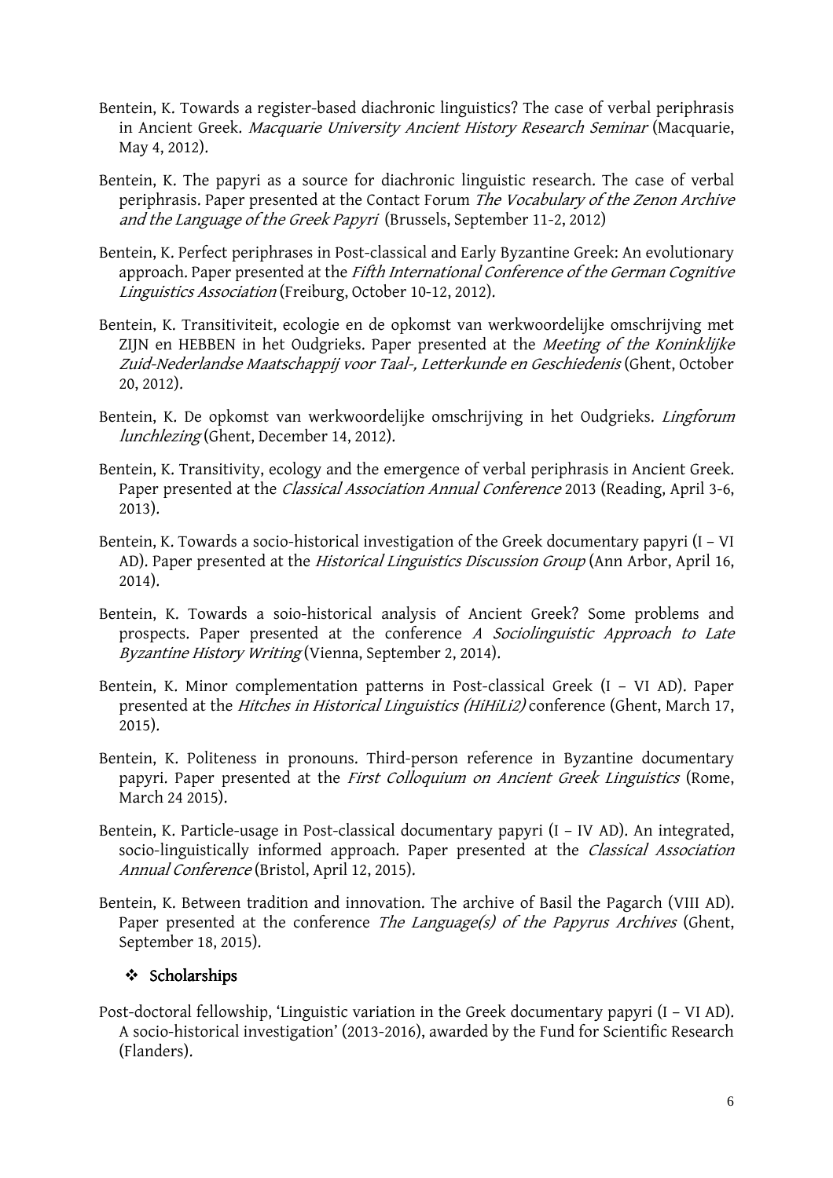Bentein, K. Towards a register-based diachronic linguistics? The case of verbal periphrasis in Ancient Greek. *Macquarie University Ancient History Research Seminar* (Macquarie, May 4, 2012).

Bentein, K. The papyri as a source for diachronic linguistic research. The case of verbal periphrasis. Paper presented at the Contact Forum *The Vocabulary of the Zenon Archive and the Language of the Greek Papyri* (Brussels, September 11-2, 2012)

Bentein, K. Perfect periphrases in Post-classical and Early Byzantine Greek: An evolutionary approach. Paper presented at the *Fifth International Conference of the German Cognitive Linguistics Association* (Freiburg, October 10-12, 2012).

Bentein, K. Transitiviteit, ecologie en de opkomst van werkwoordelijke omschrijving met ZIJN en HEBBEN in het Oudgrieks. Paper presented at the *Meeting of the Koninklijke Zuid-Nederlandse Maatschappij voor Taal-, Letterkunde en Geschiedenis* (Ghent, October 20, 2012).

Bentein, K. De opkomst van werkwoordelijke omschrijving in het Oudgrieks. *Lingforum lunchlezing* (Ghent, December 14, 2012).

Bentein, K. Transitivity, ecology and the emergence of verbal periphrasis in Ancient Greek. Paper presented at the *Classical Association Annual Conference* 2013 (Reading, April 3-6, 2013).

Bentein, K. Towards a socio-historical investigation of the Greek documentary papyri (I – VI AD). Paper presented at the *Historical Linguistics Discussion Group* (Ann Arbor, April 16, 2014).

Bentein, K. Towards a soio-historical analysis of Ancient Greek? Some problems and prospects. Paper presented at the conference *A Sociolinguistic Approach to Late Byzantine History Writing* (Vienna, September 2, 2014).

Bentein, K. Minor complementation patterns in Post-classical Greek (I – VI AD). Paper presented at the *Hitches in Historical Linguistics (HiHiLi2)* conference (Ghent, March 17, 2015).

Bentein, K. Politeness in pronouns. Third-person reference in Byzantine documentary papyri. Paper presented at the *First Colloquium on Ancient Greek Linguistics* (Rome, March 24 2015).

Bentein, K. Particle-usage in Post-classical documentary papyri (I – IV AD). An integrated, socio-linguistically informed approach. Paper presented at the *Classical Association Annual Conference* (Bristol, April 12, 2015).

Bentein, K. Between tradition and innovation. The archive of Basil the Pagarch (VIII AD). Paper presented at the conference *The Language(s) of the Papyrus Archives* (Ghent, September 18, 2015).

## ❖ Scholarships

Post-doctoral fellowship, 'Linguistic variation in the Greek documentary papyri (I – VI AD). A socio-historical investigation' (2013-2016), awarded by the Fund for Scientific Research (Flanders).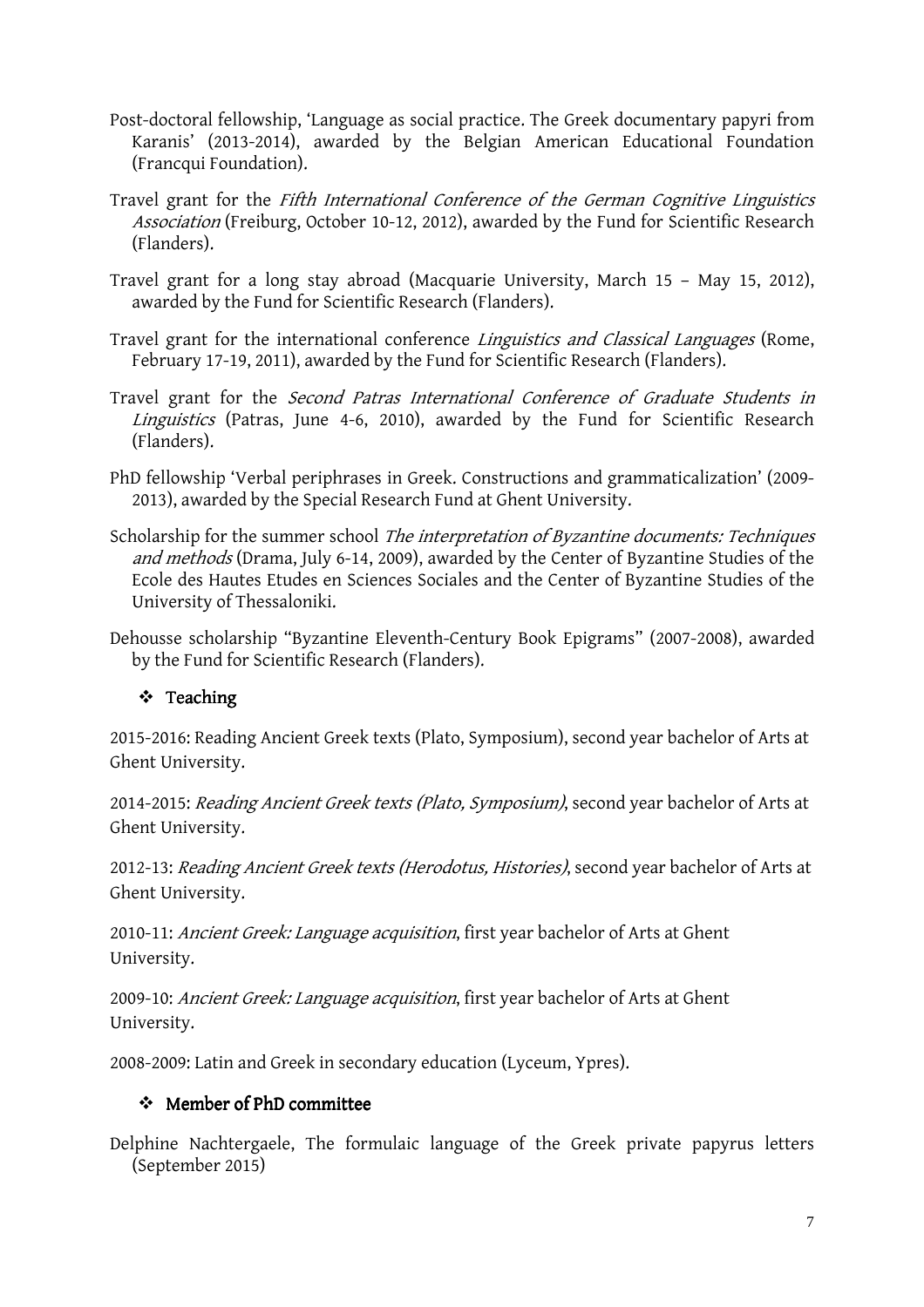Post-doctoral fellowship, 'Language as social practice. The Greek documentary papyri from Karanis' (2013-2014), awarded by the Belgian American Educational Foundation (Francqui Foundation).

Travel grant for the *Fifth International Conference of the German Cognitive Linguistics Association* (Freiburg, October 10-12, 2012), awarded by the Fund for Scientific Research (Flanders).

Travel grant for a long stay abroad (Macquarie University, March 15 – May 15, 2012), awarded by the Fund for Scientific Research (Flanders).

Travel grant for the international conference *Linguistics and Classical Languages* (Rome, February 17-19, 2011), awarded by the Fund for Scientific Research (Flanders).

Travel grant for the *Second Patras International Conference of Graduate Students in Linguistics* (Patras, June 4-6, 2010), awarded by the Fund for Scientific Research (Flanders).

PhD fellowship 'Verbal periphrases in Greek. Constructions and grammaticalization' (2009-2013), awarded by the Special Research Fund at Ghent University.

Scholarship for the summer school *The interpretation of Byzantine documents: Techniques and methods* (Drama, July 6-14, 2009), awarded by the Center of Byzantine Studies of the Ecole des Hautes Etudes en Sciences Sociales and the Center of Byzantine Studies of the University of Thessaloniki.

Dehousse scholarship "Byzantine Eleventh-Century Book Epigrams" (2007-2008), awarded by the Fund for Scientific Research (Flanders).

## ❖ Teaching

2015-2016: Reading Ancient Greek texts (Plato, Symposium), second year bachelor of Arts at Ghent University.

2014-2015: *Reading Ancient Greek texts (Plato, Symposium)*, second year bachelor of Arts at Ghent University.

2012-13: *Reading Ancient Greek texts (Herodotus, Histories)*, second year bachelor of Arts at Ghent University.

2010-11: *Ancient Greek: Language acquisition*, first year bachelor of Arts at Ghent University.

2009-10: *Ancient Greek: Language acquisition*, first year bachelor of Arts at Ghent University.

2008-2009: Latin and Greek in secondary education (Lyceum, Ypres).

## ❖ Member of PhD committee

Delphine Nachtergaele, The formulaic language of the Greek private papyrus letters (September 2015)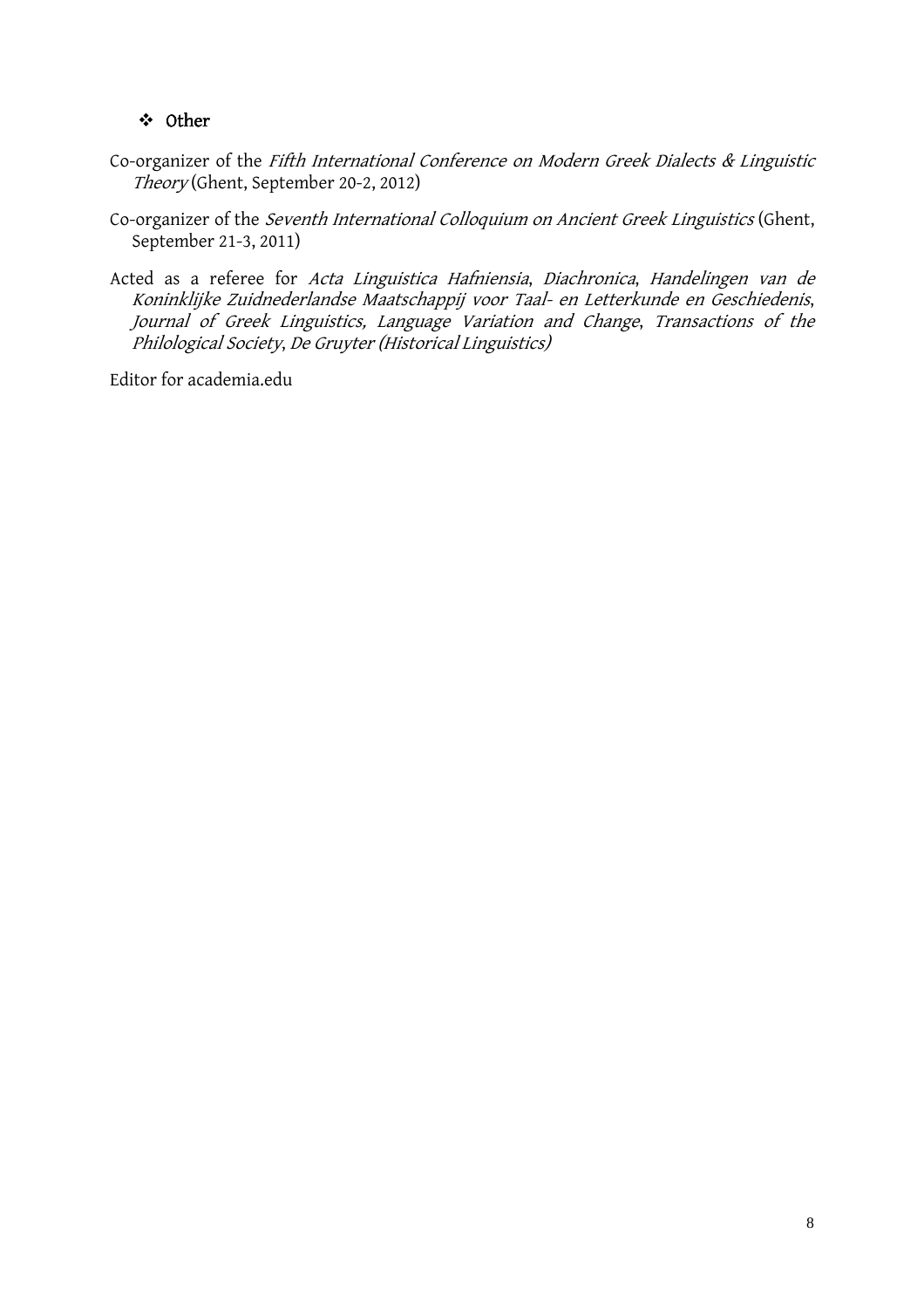## ❖ Other

Co-organizer of the *Fifth International Conference on Modern Greek Dialects & Linguistic Theory* (Ghent, September 20-2, 2012)

Co-organizer of the *Seventh International Colloquium on Ancient Greek Linguistics* (Ghent, September 21-3, 2011)

Acted as a referee for *Acta Linguistica Hafniensia*, *Diachronica*, *Handelingen van de Koninklijke Zuidnederlandse Maatschappij voor Taal- en Letterkunde en Geschiedenis*, *Journal of Greek Linguistics, Language Variation and Change*, *Transactions of the Philological Society*, *De Gruyter (Historical Linguistics)*

Editor for academia.edu